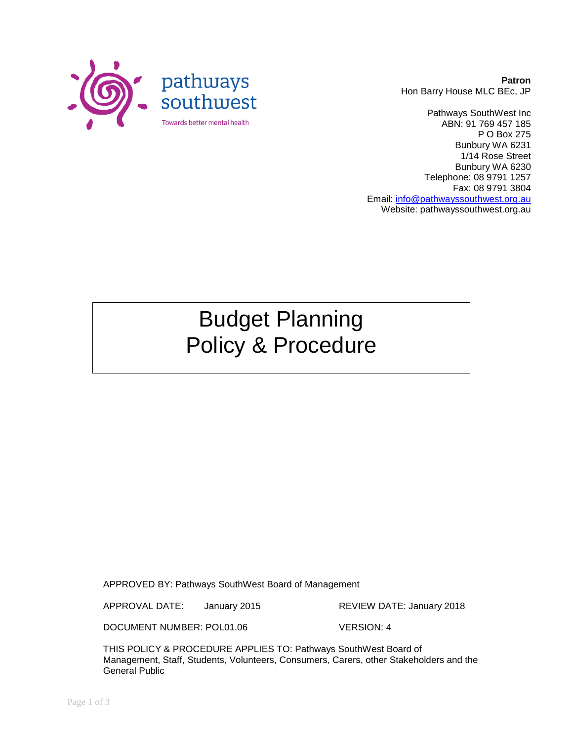pathways southwest

Towards better mental health

**Patron**
Hon Barry House MLC BEc, JP

Pathways SouthWest Inc
ABN: 91 769 457 185
P O Box 275
Bunbury WA 6231
1/14 Rose Street
Bunbury WA 6230
Telephone: 08 9791 1257
Fax: 08 9791 3804
Email: info@pathwayssouthwest.org.au
Website: pathwayssouthwest.org.au

# Budget Planning Policy & Procedure

APPROVED BY: Pathways SouthWest Board of Management

APPROVAL DATE: January 2015 REVIEW DATE: January 2018

DOCUMENT NUMBER: POL01.06 VERSION: 4

THIS POLICY & PROCEDURE APPLIES TO: Pathways SouthWest Board of Management, Staff, Students, Volunteers, Consumers, Carers, other Stakeholders and the General Public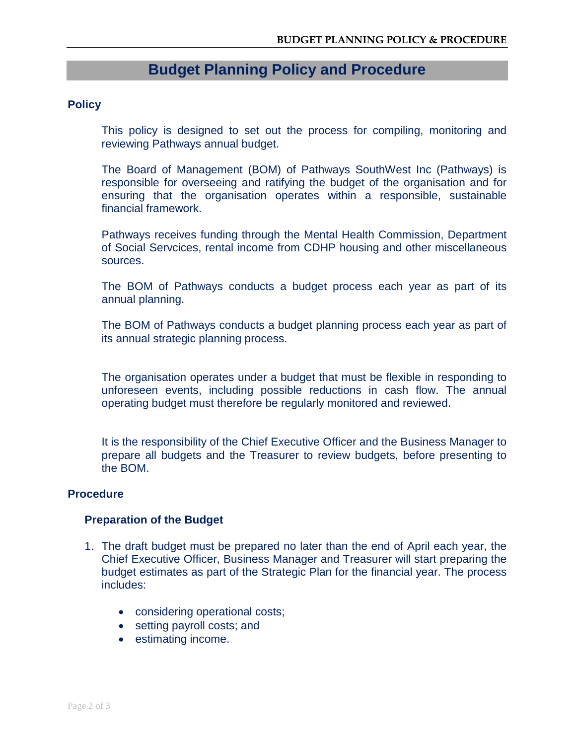# Budget Planning Policy and Procedure

## Policy

This policy is designed to set out the process for compiling, monitoring and reviewing Pathways annual budget.

The Board of Management (BOM) of Pathways SouthWest Inc (Pathways) is responsible for overseeing and ratifying the budget of the organisation and for ensuring that the organisation operates within a responsible, sustainable financial framework.

Pathways receives funding through the Mental Health Commission, Department of Social Servcices, rental income from CDHP housing and other miscellaneous sources.

The BOM of Pathways conducts a budget process each year as part of its annual planning.

The BOM of Pathways conducts a budget planning process each year as part of its annual strategic planning process.

The organisation operates under a budget that must be flexible in responding to unforeseen events, including possible reductions in cash flow. The annual operating budget must therefore be regularly monitored and reviewed.

It is the responsibility of the Chief Executive Officer and the Business Manager to prepare all budgets and the Treasurer to review budgets, before presenting to the BOM.

## Procedure

### Preparation of the Budget

1. The draft budget must be prepared no later than the end of April each year, the Chief Executive Officer, Business Manager and Treasurer will start preparing the budget estimates as part of the Strategic Plan for the financial year. The process includes:

    - considering operational costs;
    - setting payroll costs; and
    - estimating income.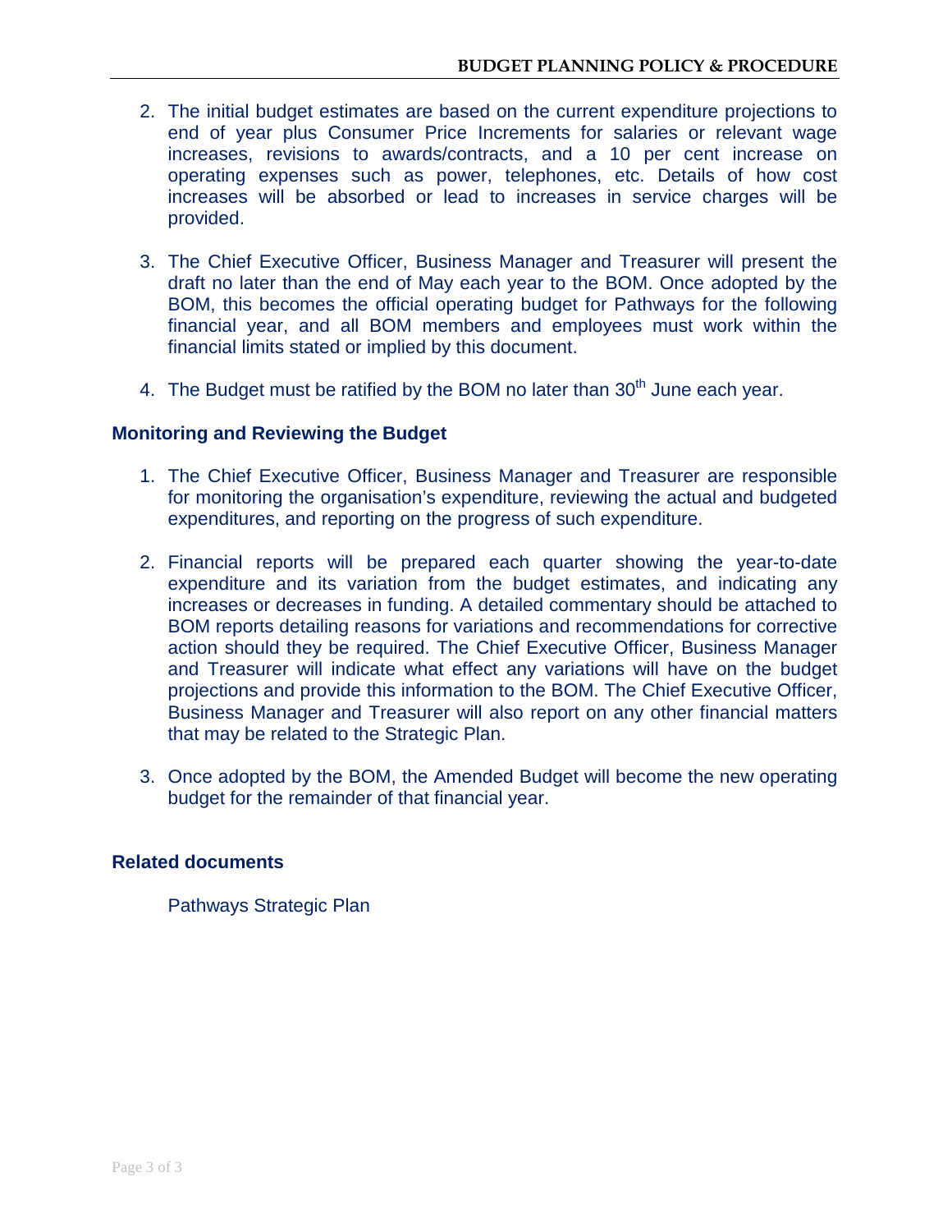2. The initial budget estimates are based on the current expenditure projections to end of year plus Consumer Price Increments for salaries or relevant wage increases, revisions to awards/contracts, and a 10 per cent increase on operating expenses such as power, telephones, etc. Details of how cost increases will be absorbed or lead to increases in service charges will be provided.

3. The Chief Executive Officer, Business Manager and Treasurer will present the draft no later than the end of May each year to the BOM. Once adopted by the BOM, this becomes the official operating budget for Pathways for the following financial year, and all BOM members and employees must work within the financial limits stated or implied by this document.

4. The Budget must be ratified by the BOM no later than 30th June each year.

### Monitoring and Reviewing the Budget

1. The Chief Executive Officer, Business Manager and Treasurer are responsible for monitoring the organisation's expenditure, reviewing the actual and budgeted expenditures, and reporting on the progress of such expenditure.

2. Financial reports will be prepared each quarter showing the year-to-date expenditure and its variation from the budget estimates, and indicating any increases or decreases in funding. A detailed commentary should be attached to BOM reports detailing reasons for variations and recommendations for corrective action should they be required. The Chief Executive Officer, Business Manager and Treasurer will indicate what effect any variations will have on the budget projections and provide this information to the BOM. The Chief Executive Officer, Business Manager and Treasurer will also report on any other financial matters that may be related to the Strategic Plan.

3. Once adopted by the BOM, the Amended Budget will become the new operating budget for the remainder of that financial year.

### Related documents

Pathways Strategic Plan